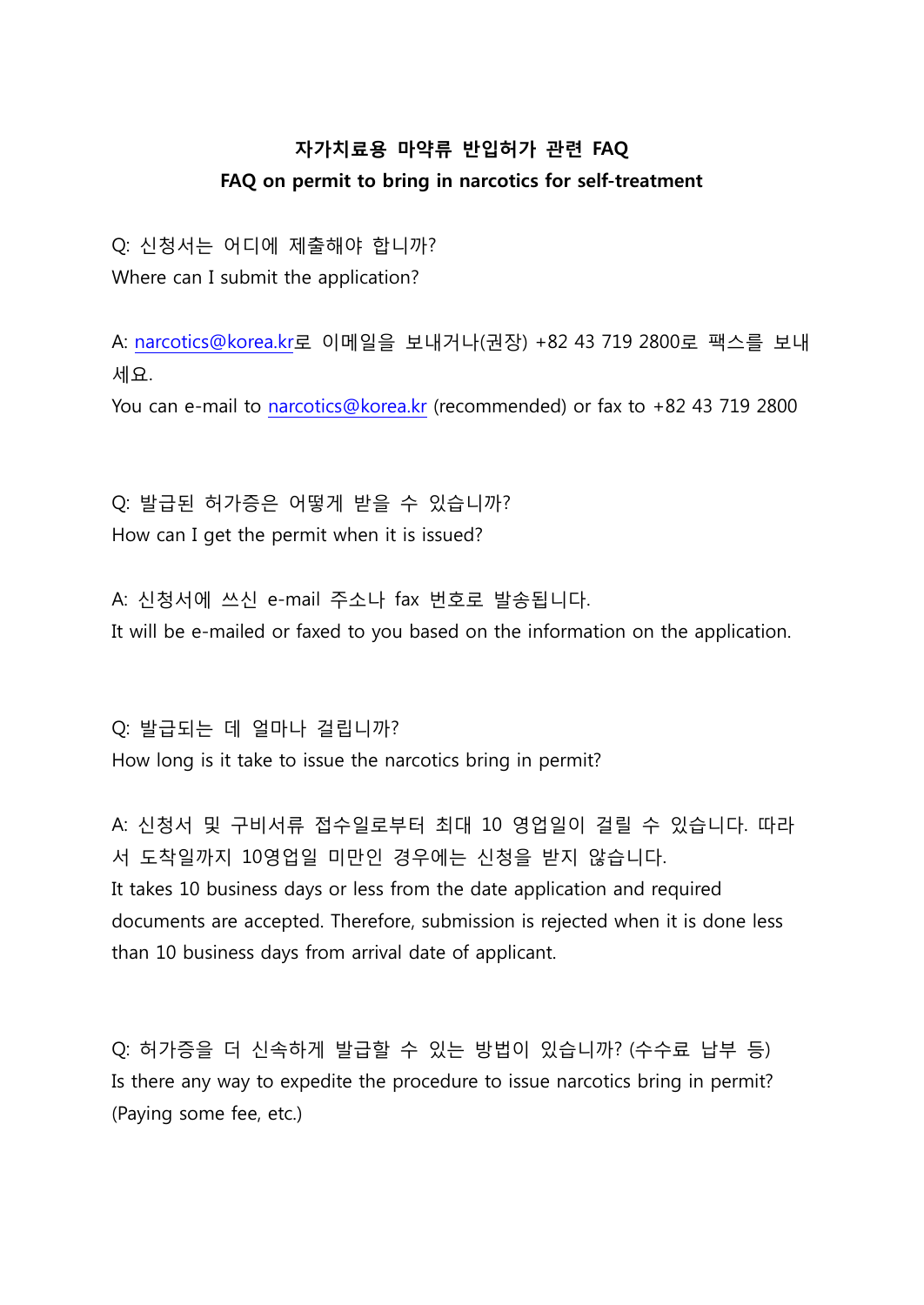**자가치료용 마약류 반입허가 관련 FAQ**

**FAQ on permit to bring in narcotics for self-treatment**

Q: 신청서는 어디에 제출해야 합니까?
Where can I submit the application?

A: narcotics@korea.kr로 이메일을 보내거나(권장) +82 43 719 2800로 팩스를 보내세요.
You can e-mail to narcotics@korea.kr (recommended) or fax to +82 43 719 2800

Q: 발급된 허가증은 어떻게 받을 수 있습니까?
How can I get the permit when it is issued?

A: 신청서에 쓰신 e-mail 주소나 fax 번호로 발송됩니다.
It will be e-mailed or faxed to you based on the information on the application.

Q: 발급되는 데 얼마나 걸립니까?
How long is it take to issue the narcotics bring in permit?

A: 신청서 및 구비서류 접수일로부터 최대 10 영업일이 걸릴 수 있습니다. 따라서 도착일까지 10영업일 미만인 경우에는 신청을 받지 않습니다.
It takes 10 business days or less from the date application and required documents are accepted. Therefore, submission is rejected when it is done less than 10 business days from arrival date of applicant.

Q: 허가증을 더 신속하게 발급할 수 있는 방법이 있습니까? (수수료 납부 등)
Is there any way to expedite the procedure to issue narcotics bring in permit? (Paying some fee, etc.)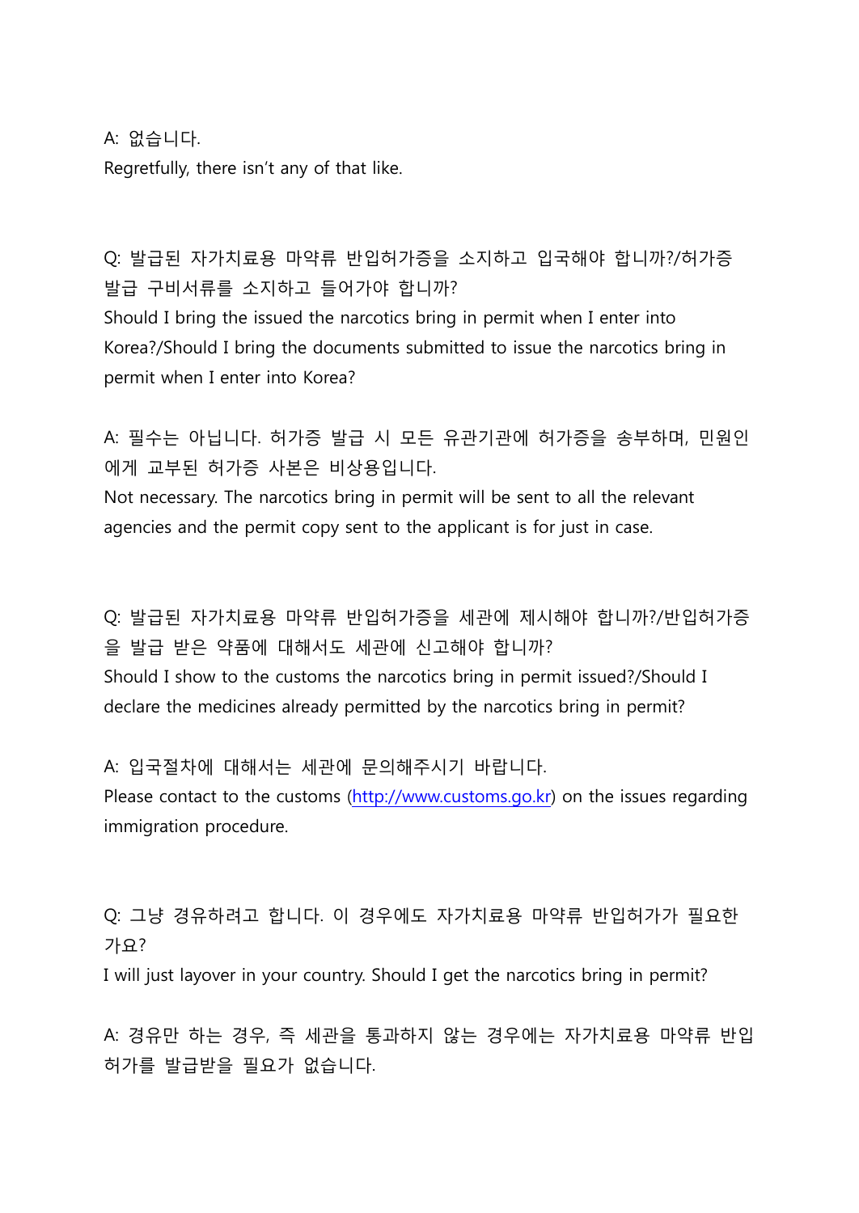A: 없습니다.
Regretfully, there isn't any of that like.

Q: 발급된 자가치료용 마약류 반입허가증을 소지하고 입국해야 합니까?/허가증 발급 구비서류를 소지하고 들어가야 합니까?
Should I bring the issued the narcotics bring in permit when I enter into Korea?/Should I bring the documents submitted to issue the narcotics bring in permit when I enter into Korea?

A: 필수는 아닙니다. 허가증 발급 시 모든 유관기관에 허가증을 송부하며, 민원인에게 교부된 허가증 사본은 비상용입니다.
Not necessary. The narcotics bring in permit will be sent to all the relevant agencies and the permit copy sent to the applicant is for just in case.

Q: 발급된 자가치료용 마약류 반입허가증을 세관에 제시해야 합니까?/반입허가증을 발급 받은 약품에 대해서도 세관에 신고해야 합니까?
Should I show to the customs the narcotics bring in permit issued?/Should I declare the medicines already permitted by the narcotics bring in permit?

A: 입국절차에 대해서는 세관에 문의해주시기 바랍니다.
Please contact to the customs (http://www.customs.go.kr) on the issues regarding immigration procedure.

Q: 그냥 경유하려고 합니다. 이 경우에도 자가치료용 마약류 반입허가가 필요한가요?
I will just layover in your country. Should I get the narcotics bring in permit?

A: 경유만 하는 경우, 즉 세관을 통과하지 않는 경우에는 자가치료용 마약류 반입허가를 발급받을 필요가 없습니다.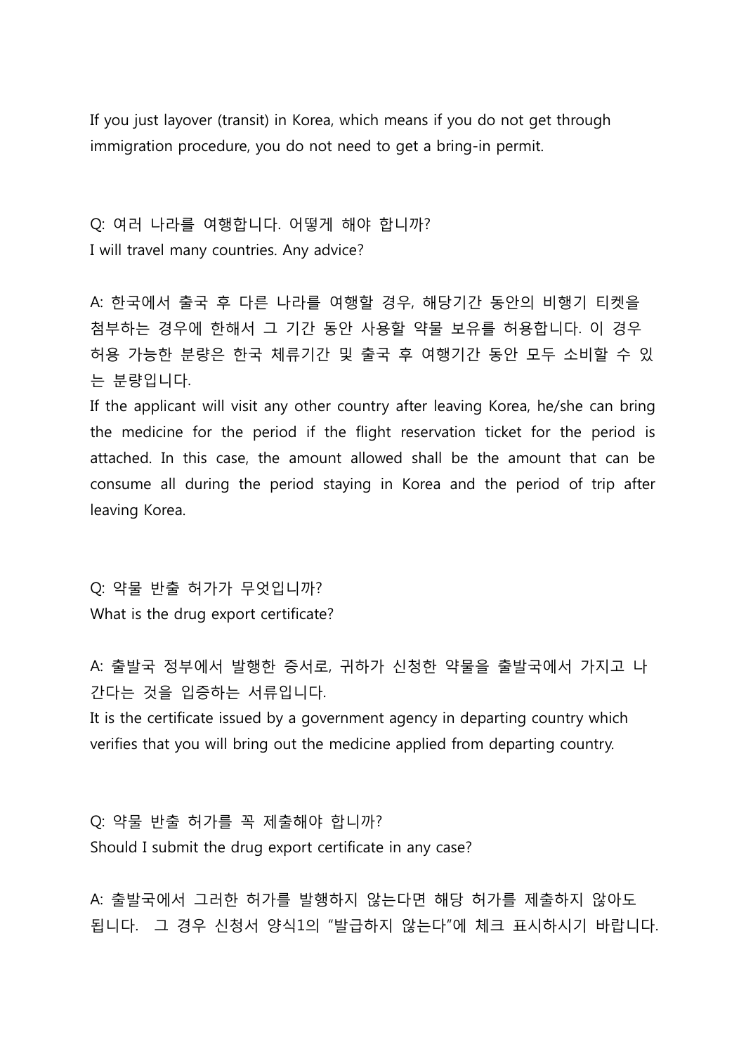If you just layover (transit) in Korea, which means if you do not get through immigration procedure, you do not need to get a bring-in permit.

Q: 여러 나라를 여행합니다. 어떻게 해야 합니까?
I will travel many countries. Any advice?

A: 한국에서 출국 후 다른 나라를 여행할 경우, 해당기간 동안의 비행기 티켓을 첨부하는 경우에 한해서 그 기간 동안 사용할 약물 보유를 허용합니다. 이 경우 허용 가능한 분량은 한국 체류기간 및 출국 후 여행기간 동안 모두 소비할 수 있는 분량입니다.
If the applicant will visit any other country after leaving Korea, he/she can bring the medicine for the period if the flight reservation ticket for the period is attached. In this case, the amount allowed shall be the amount that can be consume all during the period staying in Korea and the period of trip after leaving Korea.

Q: 약물 반출 허가가 무엇입니까?
What is the drug export certificate?

A: 출발국 정부에서 발행한 증서로, 귀하가 신청한 약물을 출발국에서 가지고 나간다는 것을 입증하는 서류입니다.
It is the certificate issued by a government agency in departing country which verifies that you will bring out the medicine applied from departing country.

Q: 약물 반출 허가를 꼭 제출해야 합니까?
Should I submit the drug export certificate in any case?

A: 출발국에서 그러한 허가를 발행하지 않는다면 해당 허가를 제출하지 않아도 됩니다. 그 경우 신청서 양식1의 "발급하지 않는다"에 체크 표시하시기 바랍니다.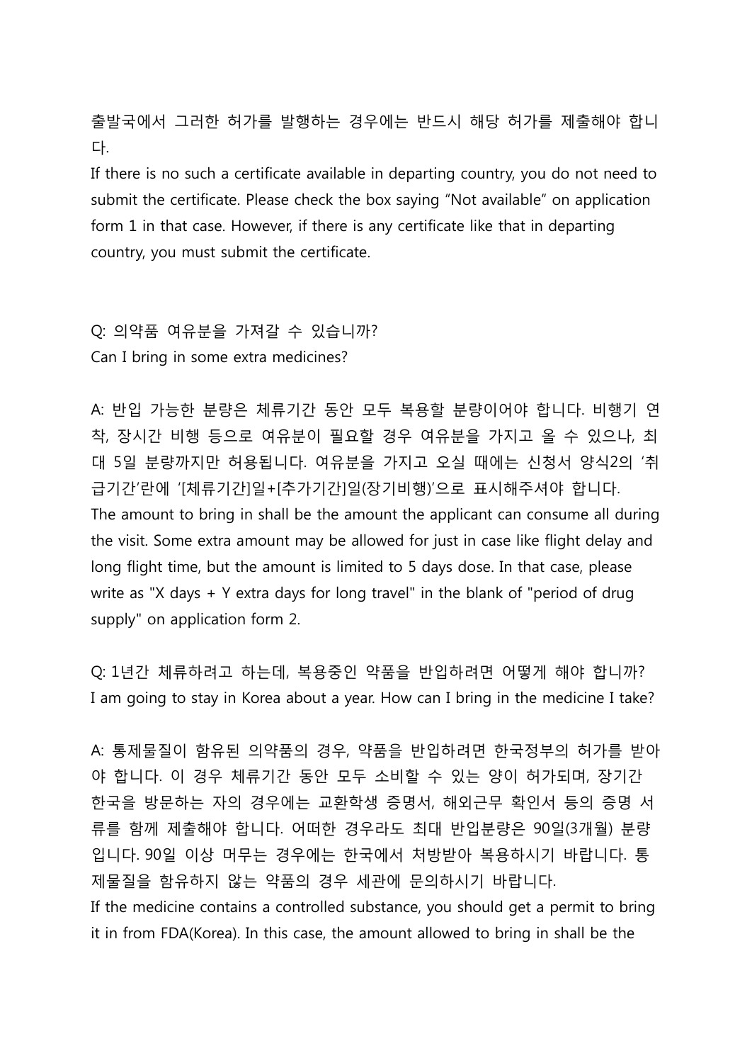출발국에서 그러한 허가를 발행하는 경우에는 반드시 해당 허가를 제출해야 합니다.
If there is no such a certificate available in departing country, you do not need to submit the certificate. Please check the box saying “Not available” on application form 1 in that case. However, if there is any certificate like that in departing country, you must submit the certificate.

Q: 의약품 여유분을 가져갈 수 있습니까?
Can I bring in some extra medicines?

A: 반입 가능한 분량은 체류기간 동안 모두 복용할 분량이어야 합니다. 비행기 연착, 장시간 비행 등으로 여유분이 필요할 경우 여유분을 가지고 올 수 있으나, 최대 5일 분량까지만 허용됩니다. 여유분을 가지고 오실 때에는 신청서 양식2의 ‘취급기간’란에 ‘[체류기간]일+[추가기간]일(장기비행)’으로 표시해주셔야 합니다.
The amount to bring in shall be the amount the applicant can consume all during the visit. Some extra amount may be allowed for just in case like flight delay and long flight time, but the amount is limited to 5 days dose. In that case, please write as "X days + Y extra days for long travel" in the blank of "period of drug supply" on application form 2.

Q: 1년간 체류하려고 하는데, 복용중인 약품을 반입하려면 어떻게 해야 합니까?
I am going to stay in Korea about a year. How can I bring in the medicine I take?

A: 통제물질이 함유된 의약품의 경우, 약품을 반입하려면 한국정부의 허가를 받아야 합니다. 이 경우 체류기간 동안 모두 소비할 수 있는 양이 허가되며, 장기간 한국을 방문하는 자의 경우에는 교환학생 증명서, 해외근무 확인서 등의 증명 서류를 함께 제출해야 합니다. 어떠한 경우라도 최대 반입분량은 90일(3개월) 분량입니다. 90일 이상 머무는 경우에는 한국에서 처방받아 복용하시기 바랍니다. 통제물질을 함유하지 않는 약품의 경우 세관에 문의하시기 바랍니다.
If the medicine contains a controlled substance, you should get a permit to bring it in from FDA(Korea). In this case, the amount allowed to bring in shall be the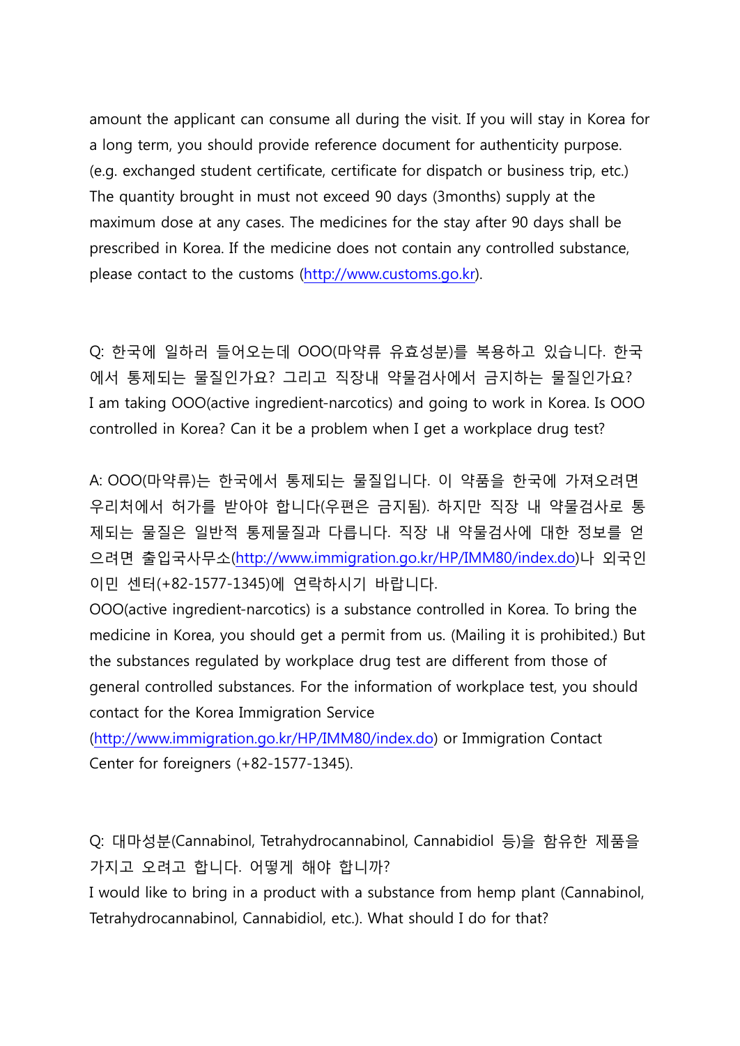amount the applicant can consume all during the visit. If you will stay in Korea for a long term, you should provide reference document for authenticity purpose. (e.g. exchanged student certificate, certificate for dispatch or business trip, etc.) The quantity brought in must not exceed 90 days (3months) supply at the maximum dose at any cases. The medicines for the stay after 90 days shall be prescribed in Korea. If the medicine does not contain any controlled substance, please contact to the customs (http://www.customs.go.kr).

Q: 한국에 일하러 들어오는데 OOO(마약류 유효성분)를 복용하고 있습니다. 한국에서 통제되는 물질인가요? 그리고 직장내 약물검사에서 금지하는 물질인가요?
I am taking OOO(active ingredient-narcotics) and going to work in Korea. Is OOO controlled in Korea? Can it be a problem when I get a workplace drug test?

A: OOO(마약류)는 한국에서 통제되는 물질입니다. 이 약품을 한국에 가져오려면 우리처에서 허가를 받아야 합니다(우편은 금지됨). 하지만 직장 내 약물검사로 통제되는 물질은 일반적 통제물질과 다릅니다. 직장 내 약물검사에 대한 정보를 얻으려면 출입국사무소(http://www.immigration.go.kr/HP/IMM80/index.do)나 외국인이민 센터(+82-1577-1345)에 연락하시기 바랍니다.
OOO(active ingredient-narcotics) is a substance controlled in Korea. To bring the medicine in Korea, you should get a permit from us. (Mailing it is prohibited.) But the substances regulated by workplace drug test are different from those of general controlled substances. For the information of workplace test, you should contact for the Korea Immigration Service (http://www.immigration.go.kr/HP/IMM80/index.do) or Immigration Contact Center for foreigners (+82-1577-1345).

Q: 대마성분(Cannabinol, Tetrahydrocannabinol, Cannabidiol 등)을 함유한 제품을 가지고 오려고 합니다. 어떻게 해야 합니까?
I would like to bring in a product with a substance from hemp plant (Cannabinol, Tetrahydrocannabinol, Cannabidiol, etc.). What should I do for that?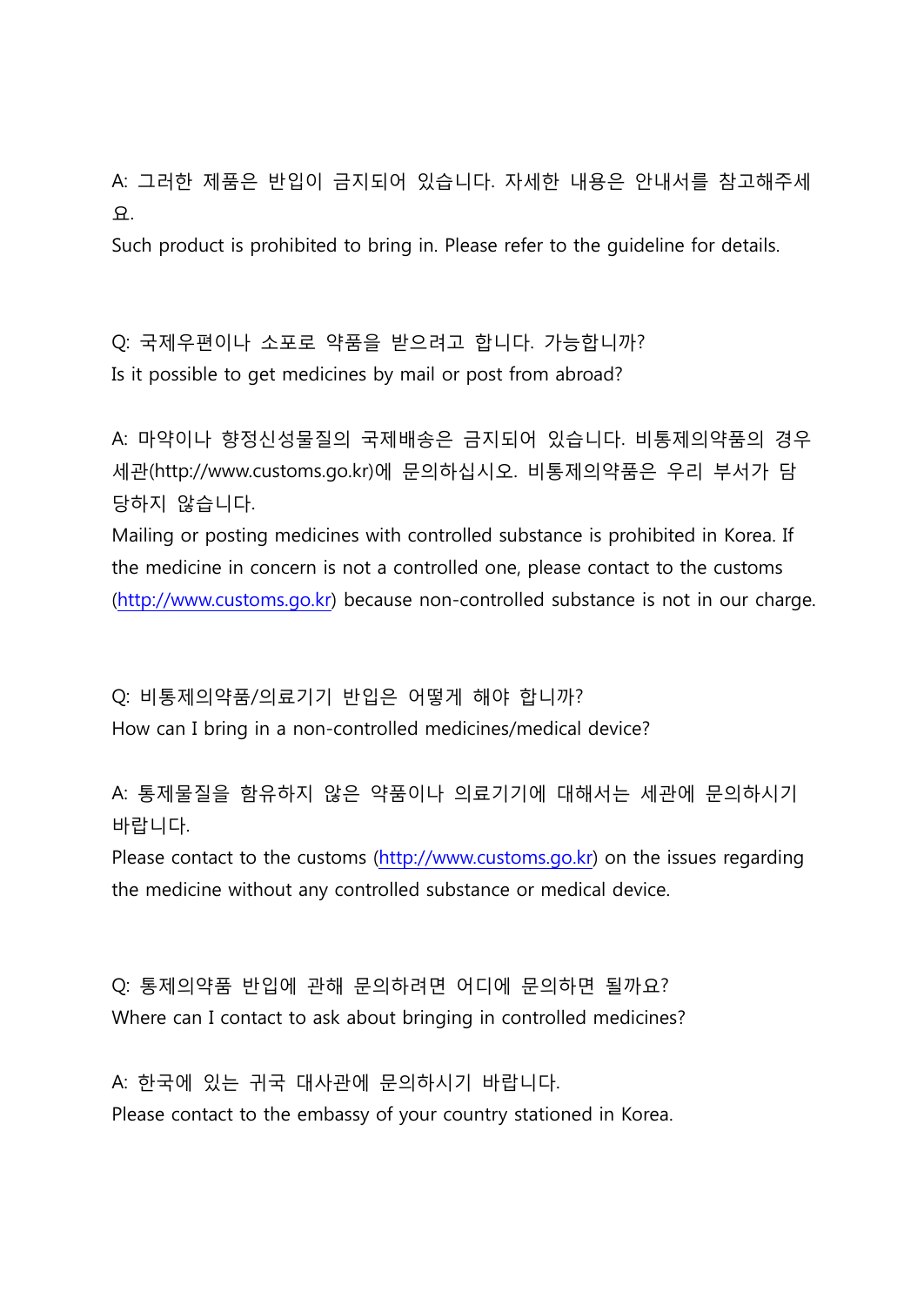A: 그러한 제품은 반입이 금지되어 있습니다. 자세한 내용은 안내서를 참고해주세요.
Such product is prohibited to bring in. Please refer to the guideline for details.

Q: 국제우편이나 소포로 약품을 받으려고 합니다. 가능합니까?
Is it possible to get medicines by mail or post from abroad?

A: 마약이나 향정신성물질의 국제배송은 금지되어 있습니다. 비통제의약품의 경우 세관(http://www.customs.go.kr)에 문의하십시오. 비통제의약품은 우리 부서가 담당하지 않습니다.
Mailing or posting medicines with controlled substance is prohibited in Korea. If the medicine in concern is not a controlled one, please contact to the customs (http://www.customs.go.kr) because non-controlled substance is not in our charge.

Q: 비통제의약품/의료기기 반입은 어떻게 해야 합니까?
How can I bring in a non-controlled medicines/medical device?

A: 통제물질을 함유하지 않은 약품이나 의료기기에 대해서는 세관에 문의하시기 바랍니다.
Please contact to the customs (http://www.customs.go.kr) on the issues regarding the medicine without any controlled substance or medical device.

Q: 통제의약품 반입에 관해 문의하려면 어디에 문의하면 될까요?
Where can I contact to ask about bringing in controlled medicines?

A: 한국에 있는 귀국 대사관에 문의하시기 바랍니다.
Please contact to the embassy of your country stationed in Korea.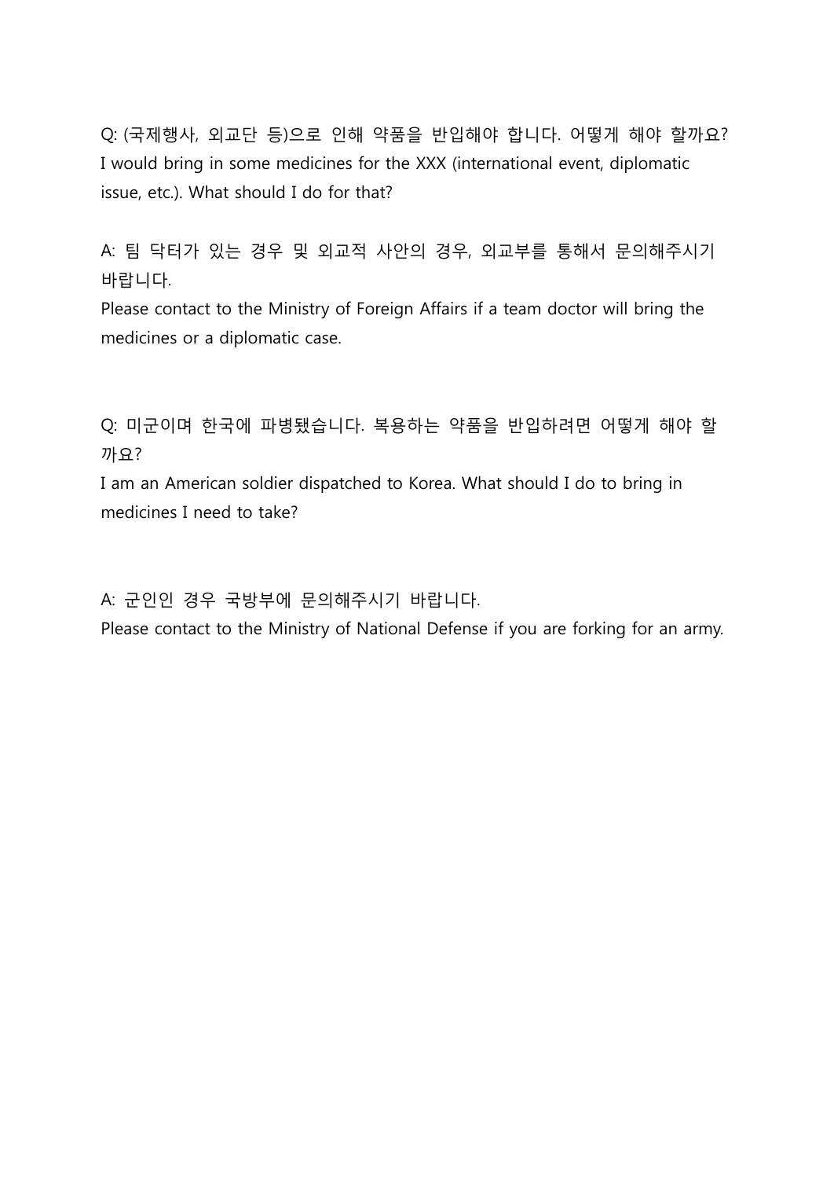Q: (국제행사, 외교단 등)으로 인해 약품을 반입해야 합니다. 어떻게 해야 할까요?
I would bring in some medicines for the XXX (international event, diplomatic issue, etc.). What should I do for that?

A: 팀 닥터가 있는 경우 및 외교적 사안의 경우, 외교부를 통해서 문의해주시기 바랍니다.
Please contact to the Ministry of Foreign Affairs if a team doctor will bring the medicines or a diplomatic case.

Q: 미군이며 한국에 파병됐습니다. 복용하는 약품을 반입하려면 어떻게 해야 할까요?
I am an American soldier dispatched to Korea. What should I do to bring in medicines I need to take?

A: 군인인 경우 국방부에 문의해주시기 바랍니다.
Please contact to the Ministry of National Defense if you are forking for an army.